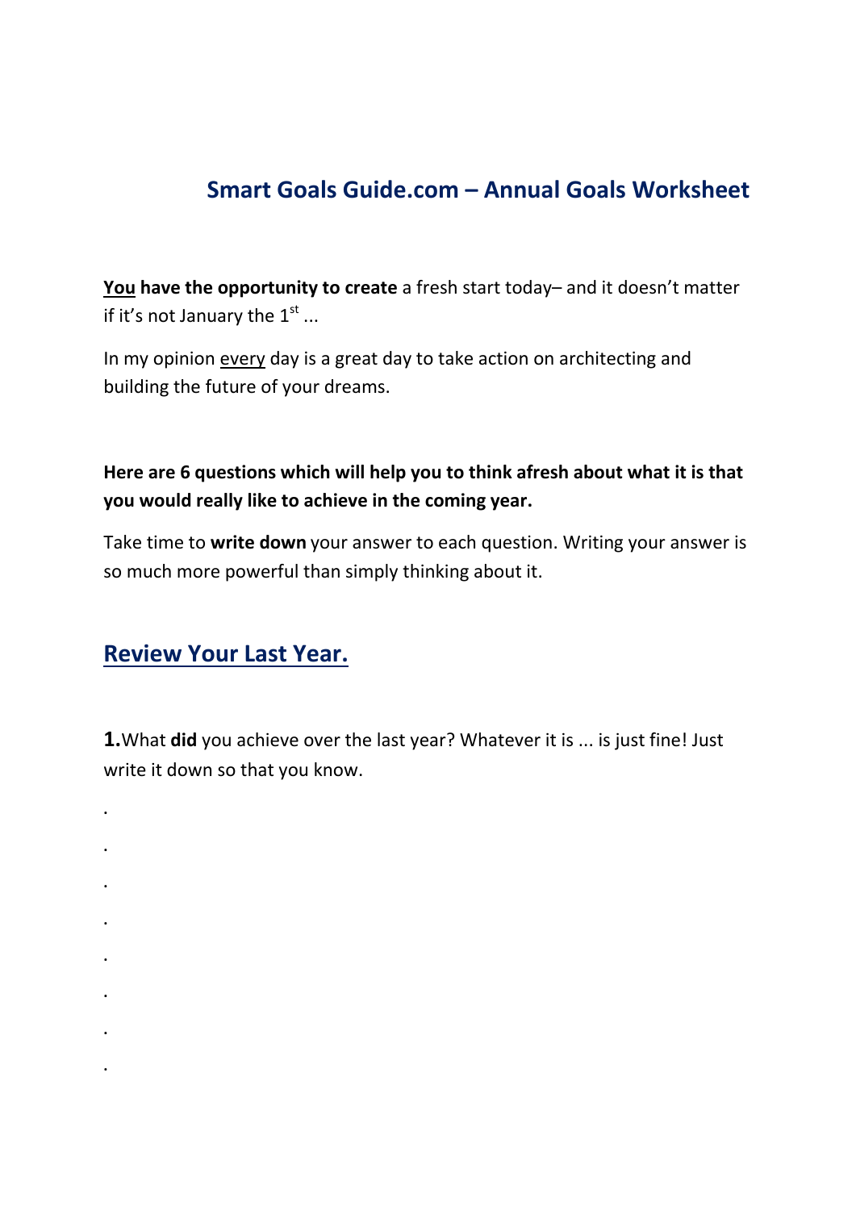## Smart Goals Guide.com – Annual Goals Worksheet

<u>**You**</u> **have the opportunity to create** a fresh start today– and it doesn't matter if it's not January the 1st ...

In my opinion <u>every</u> day is a great day to take action on architecting and building the future of your dreams.

**Here are 6 questions which will help you to think afresh about what it is that you would really like to achieve in the coming year.**

Take time to **write down** your answer to each question. Writing your answer is so much more powerful than simply thinking about it.

### Review Your Last Year.

**1.** What **did** you achieve over the last year? Whatever it is ... is just fine! Just write it down so that you know.

.

.

.

.

.

.

.

.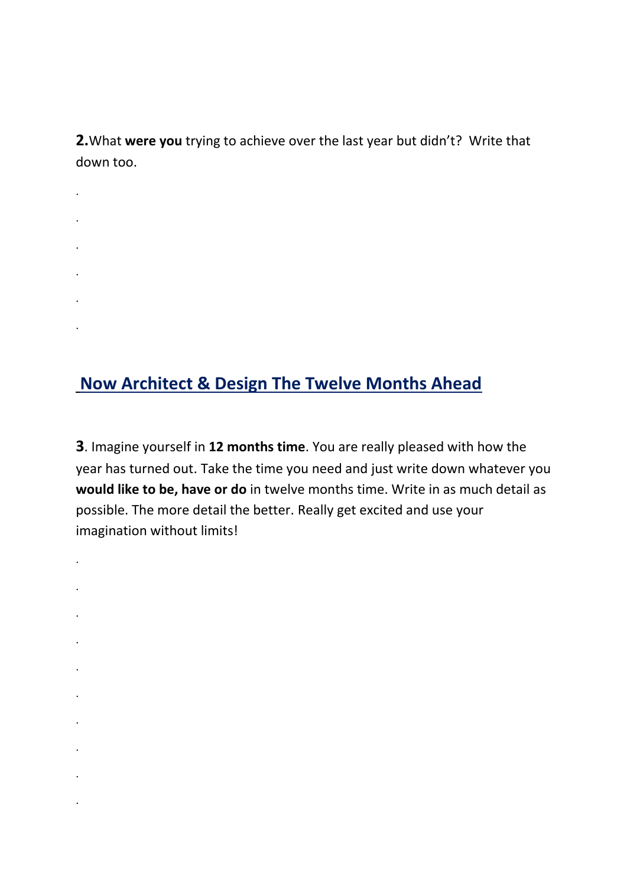**2.**What **were you** trying to achieve over the last year but didn't? Write that down too.

.

.

.

.

.

.

## Now Architect & Design The Twelve Months Ahead

**3**. Imagine yourself in **12 months time**. You are really pleased with how the year has turned out. Take the time you need and just write down whatever you **would like to be, have or do** in twelve months time. Write in as much detail as possible. The more detail the better. Really get excited and use your imagination without limits!

.

.

.

.

.

.

.

.

.

.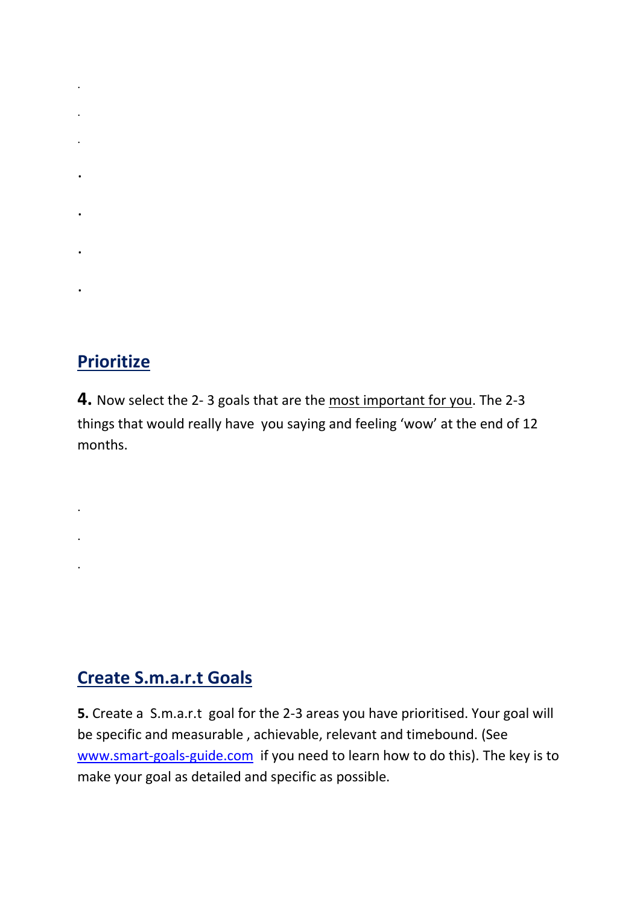.

.

.

.

.

.

.

## Prioritize

**4.** Now select the 2- 3 goals that are the <u>most important for you</u>. The 2-3 things that would really have you saying and feeling 'wow' at the end of 12 months.

.

.

.

## Create S.m.a.r.t Goals

**5.** Create a S.m.a.r.t goal for the 2-3 areas you have prioritised. Your goal will be specific and measurable , achievable, relevant and timebound. (See [www.smart-goals-guide.com](http://www.smart-goals-guide.com) if you need to learn how to do this). The key is to make your goal as detailed and specific as possible.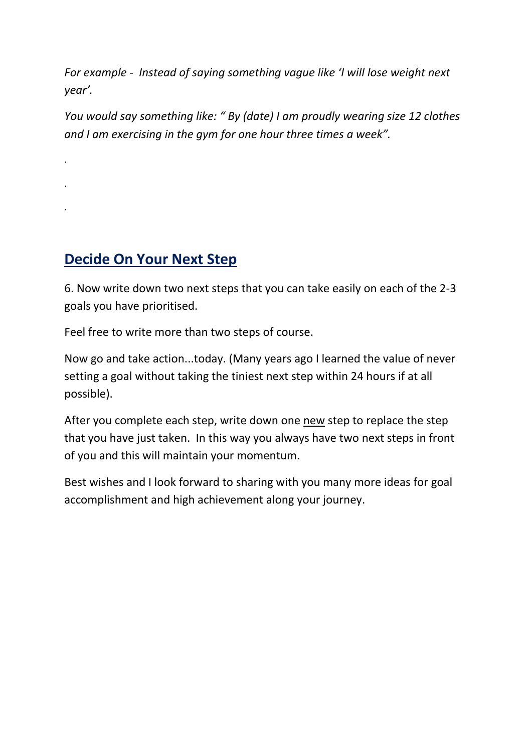*For example - Instead of saying something vague like 'I will lose weight next year'.*

*You would say something like: " By (date) I am proudly wearing size 12 clothes and I am exercising in the gym for one hour three times a week".*

.

.

.

## <u>Decide On Your Next Step</u>

6. Now write down two next steps that you can take easily on each of the 2-3 goals you have prioritised.

Feel free to write more than two steps of course.

Now go and take action...today. (Many years ago I learned the value of never setting a goal without taking the tiniest next step within 24 hours if at all possible).

After you complete each step, write down one <u>new</u> step to replace the step that you have just taken. In this way you always have two next steps in front of you and this will maintain your momentum.

Best wishes and I look forward to sharing with you many more ideas for goal accomplishment and high achievement along your journey.